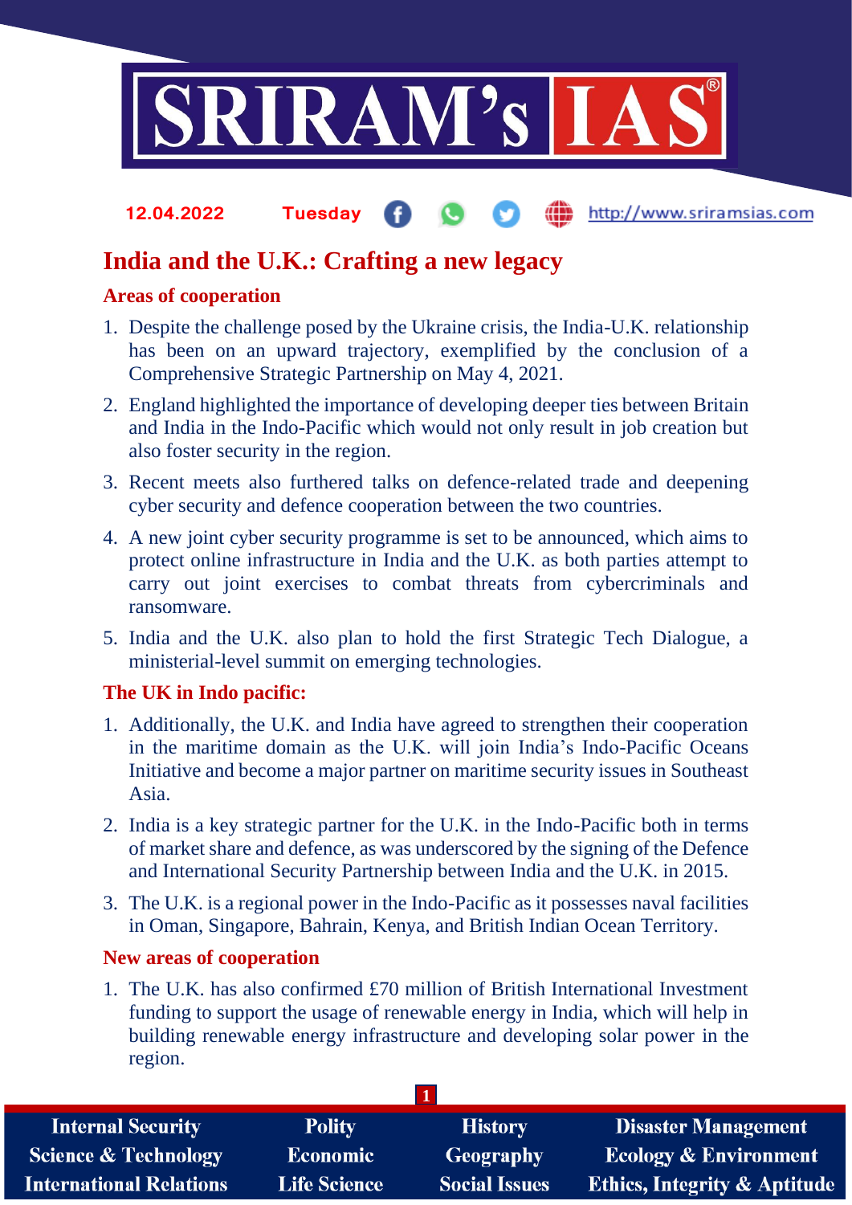12.04.2022 Tuesday http://www.sriramsias.com

# India and the U.K.: Crafting a new legacy

## Areas of cooperation

1. Despite the challenge posed by the Ukraine crisis, the India-U.K. relationship has been on an upward trajectory, exemplified by the conclusion of a Comprehensive Strategic Partnership on May 4, 2021.
2. England highlighted the importance of developing deeper ties between Britain and India in the Indo-Pacific which would not only result in job creation but also foster security in the region.
3. Recent meets also furthered talks on defence-related trade and deepening cyber security and defence cooperation between the two countries.
4. A new joint cyber security programme is set to be announced, which aims to protect online infrastructure in India and the U.K. as both parties attempt to carry out joint exercises to combat threats from cybercriminals and ransomware.
5. India and the U.K. also plan to hold the first Strategic Tech Dialogue, a ministerial-level summit on emerging technologies.

## The UK in Indo pacific:

1. Additionally, the U.K. and India have agreed to strengthen their cooperation in the maritime domain as the U.K. will join India's Indo-Pacific Oceans Initiative and become a major partner on maritime security issues in Southeast Asia.
2. India is a key strategic partner for the U.K. in the Indo-Pacific both in terms of market share and defence, as was underscored by the signing of the Defence and International Security Partnership between India and the U.K. in 2015.
3. The U.K. is a regional power in the Indo-Pacific as it possesses naval facilities in Oman, Singapore, Bahrain, Kenya, and British Indian Ocean Territory.

## New areas of cooperation

1. The U.K. has also confirmed £70 million of British International Investment funding to support the usage of renewable energy in India, which will help in building renewable energy infrastructure and developing solar power in the region.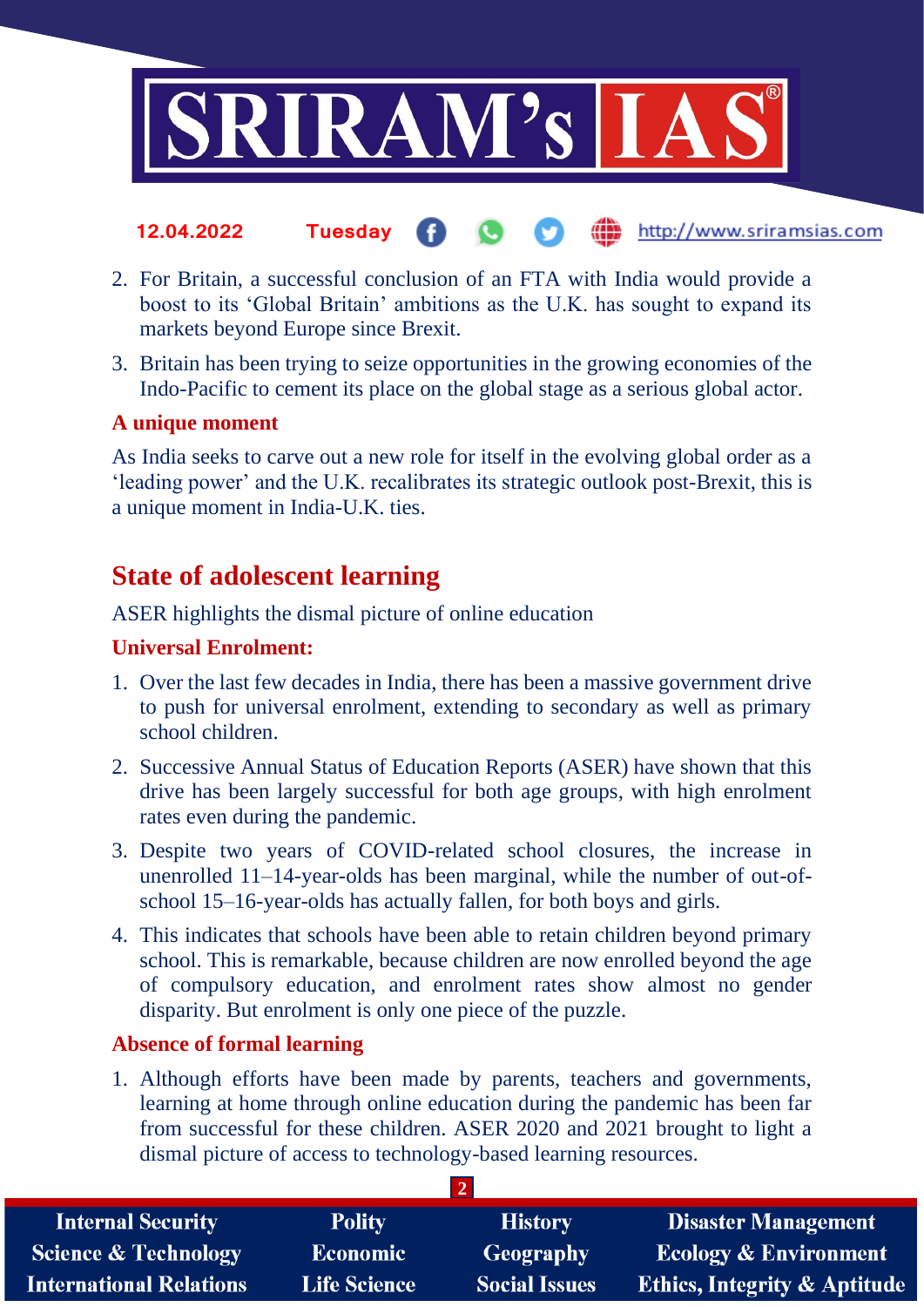2. For Britain, a successful conclusion of an FTA with India would provide a boost to its 'Global Britain' ambitions as the U.K. has sought to expand its markets beyond Europe since Brexit.
3. Britain has been trying to seize opportunities in the growing economies of the Indo-Pacific to cement its place on the global stage as a serious global actor.

### A unique moment

As India seeks to carve out a new role for itself in the evolving global order as a 'leading power' and the U.K. recalibrates its strategic outlook post-Brexit, this is a unique moment in India-U.K. ties.

## State of adolescent learning

ASER highlights the dismal picture of online education

### Universal Enrolment:

1. Over the last few decades in India, there has been a massive government drive to push for universal enrolment, extending to secondary as well as primary school children.
2. Successive Annual Status of Education Reports (ASER) have shown that this drive has been largely successful for both age groups, with high enrolment rates even during the pandemic.
3. Despite two years of COVID-related school closures, the increase in unenrolled 11–14-year-olds has been marginal, while the number of out-of-school 15–16-year-olds has actually fallen, for both boys and girls.
4. This indicates that schools have been able to retain children beyond primary school. This is remarkable, because children are now enrolled beyond the age of compulsory education, and enrolment rates show almost no gender disparity. But enrolment is only one piece of the puzzle.

### Absence of formal learning

1. Although efforts have been made by parents, teachers and governments, learning at home through online education during the pandemic has been far from successful for these children. ASER 2020 and 2021 brought to light a dismal picture of access to technology-based learning resources.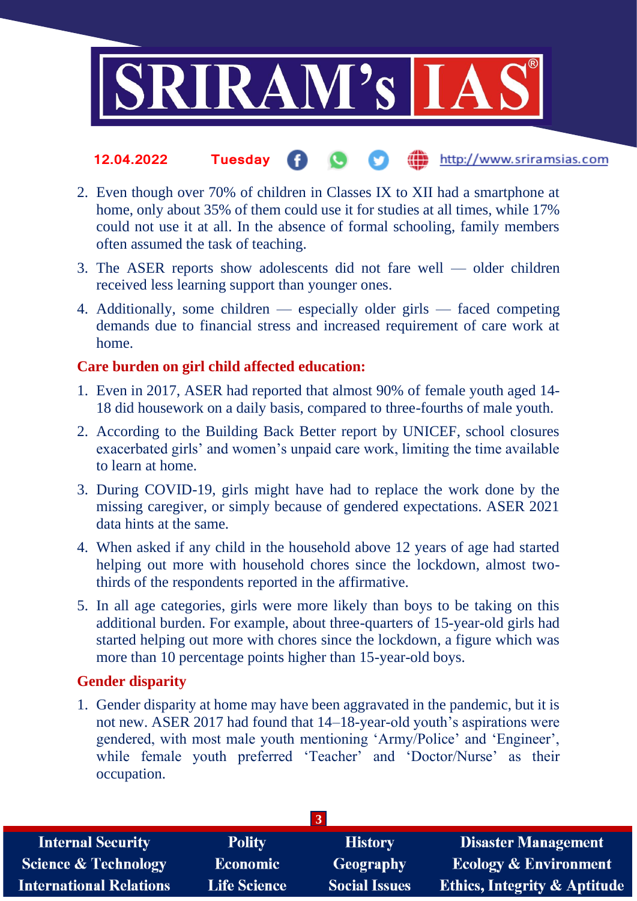2. Even though over 70% of children in Classes IX to XII had a smartphone at home, only about 35% of them could use it for studies at all times, while 17% could not use it at all. In the absence of formal schooling, family members often assumed the task of teaching.
3. The ASER reports show adolescents did not fare well — older children received less learning support than younger ones.
4. Additionally, some children — especially older girls — faced competing demands due to financial stress and increased requirement of care work at home.

## Care burden on girl child affected education:

1. Even in 2017, ASER had reported that almost 90% of female youth aged 14-18 did housework on a daily basis, compared to three-fourths of male youth.
2. According to the Building Back Better report by UNICEF, school closures exacerbated girls' and women's unpaid care work, limiting the time available to learn at home.
3. During COVID-19, girls might have had to replace the work done by the missing caregiver, or simply because of gendered expectations. ASER 2021 data hints at the same.
4. When asked if any child in the household above 12 years of age had started helping out more with household chores since the lockdown, almost two-thirds of the respondents reported in the affirmative.
5. In all age categories, girls were more likely than boys to be taking on this additional burden. For example, about three-quarters of 15-year-old girls had started helping out more with chores since the lockdown, a figure which was more than 10 percentage points higher than 15-year-old boys.

## Gender disparity

1. Gender disparity at home may have been aggravated in the pandemic, but it is not new. ASER 2017 had found that 14–18-year-old youth's aspirations were gendered, with most male youth mentioning 'Army/Police' and 'Engineer', while female youth preferred 'Teacher' and 'Doctor/Nurse' as their occupation.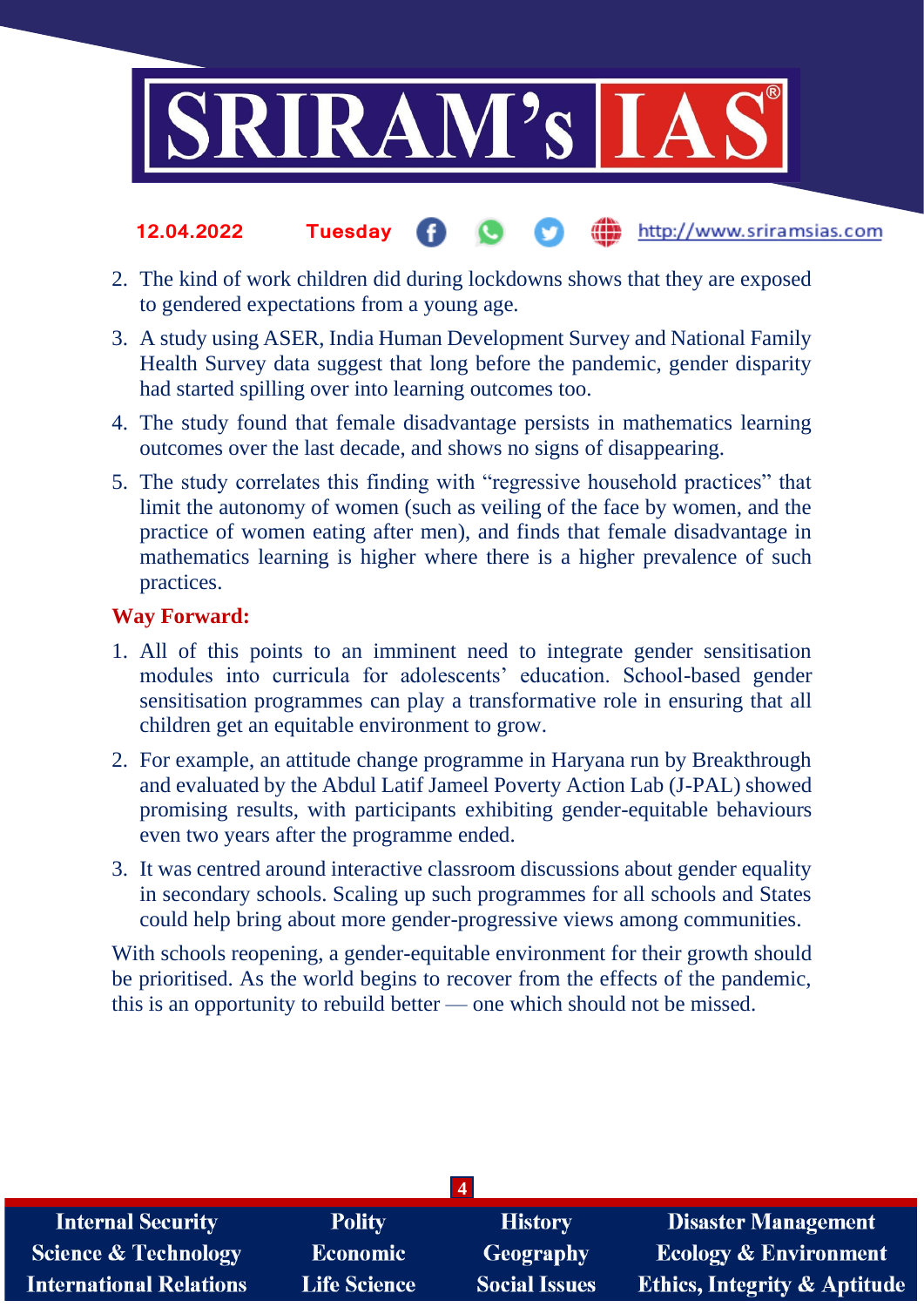2. The kind of work children did during lockdowns shows that they are exposed to gendered expectations from a young age.
3. A study using ASER, India Human Development Survey and National Family Health Survey data suggest that long before the pandemic, gender disparity had started spilling over into learning outcomes too.
4. The study found that female disadvantage persists in mathematics learning outcomes over the last decade, and shows no signs of disappearing.
5. The study correlates this finding with "regressive household practices" that limit the autonomy of women (such as veiling of the face by women, and the practice of women eating after men), and finds that female disadvantage in mathematics learning is higher where there is a higher prevalence of such practices.

**Way Forward:**

1. All of this points to an imminent need to integrate gender sensitisation modules into curricula for adolescents' education. School-based gender sensitisation programmes can play a transformative role in ensuring that all children get an equitable environment to grow.
2. For example, an attitude change programme in Haryana run by Breakthrough and evaluated by the Abdul Latif Jameel Poverty Action Lab (J-PAL) showed promising results, with participants exhibiting gender-equitable behaviours even two years after the programme ended.
3. It was centred around interactive classroom discussions about gender equality in secondary schools. Scaling up such programmes for all schools and States could help bring about more gender-progressive views among communities.

With schools reopening, a gender-equitable environment for their growth should be prioritised. As the world begins to recover from the effects of the pandemic, this is an opportunity to rebuild better — one which should not be missed.